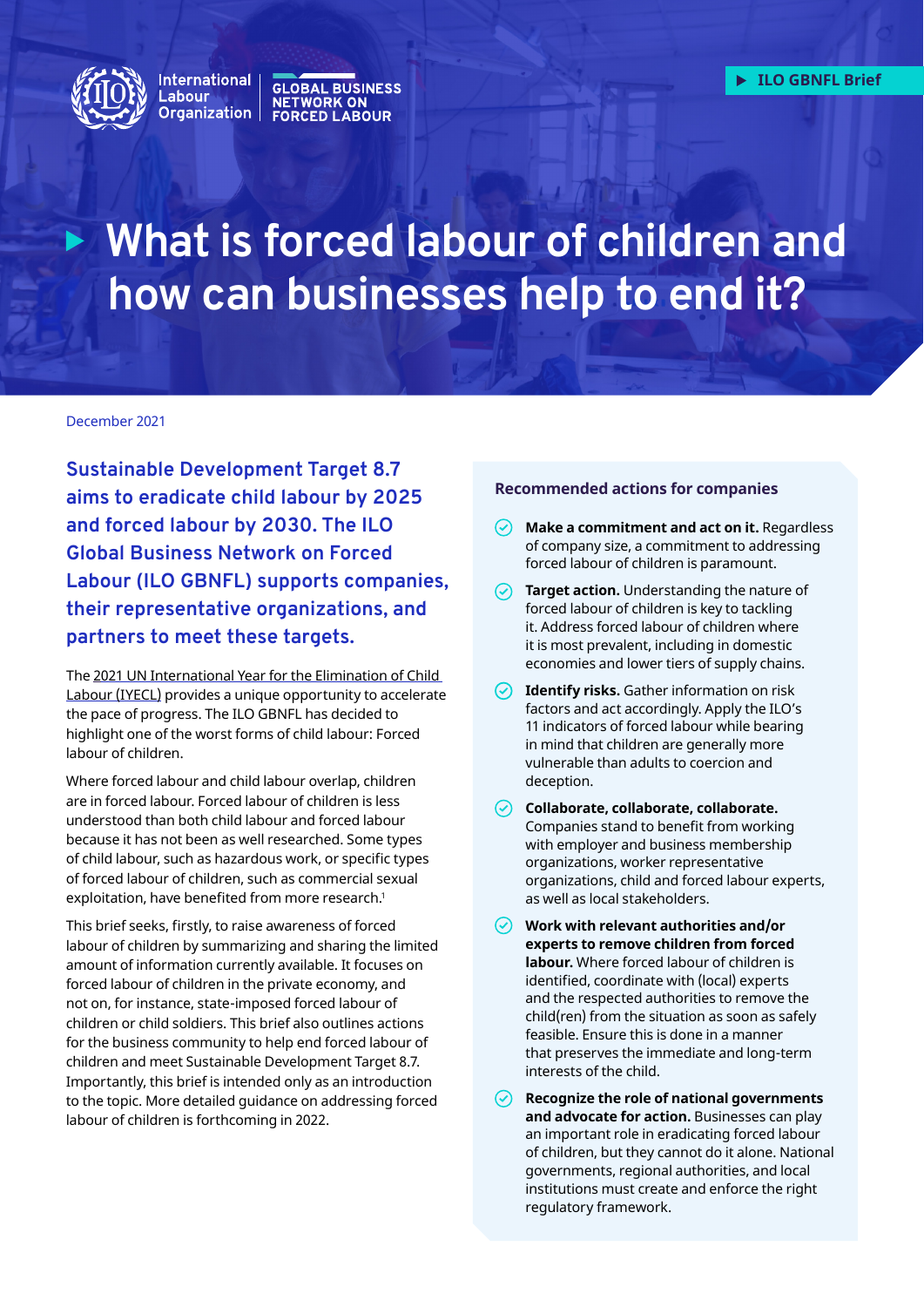International Labour Organization | GLOBAL BUSINESS NETWORK ON FORCED LABOUR

ILO GBNFL Brief

# What is forced labour of children and how can businesses help to end it?

December 2021

**Sustainable Development Target 8.7 aims to eradicate child labour by 2025 and forced labour by 2030. The ILO Global Business Network on Forced Labour (ILO GBNFL) supports companies, their representative organizations, and partners to meet these targets.**

The 2021 UN International Year for the Elimination of Child Labour (IYECL) provides a unique opportunity to accelerate the pace of progress. The ILO GBNFL has decided to highlight one of the worst forms of child labour: Forced labour of children.

Where forced labour and child labour overlap, children are in forced labour. Forced labour of children is less understood than both child labour and forced labour because it has not been as well researched. Some types of child labour, such as hazardous work, or specific types of forced labour of children, such as commercial sexual exploitation, have benefited from more research.[1]

This brief seeks, firstly, to raise awareness of forced labour of children by summarizing and sharing the limited amount of information currently available. It focuses on forced labour of children in the private economy, and not on, for instance, state-imposed forced labour of children or child soldiers. This brief also outlines actions for the business community to help end forced labour of children and meet Sustainable Development Target 8.7. Importantly, this brief is intended only as an introduction to the topic. More detailed guidance on addressing forced labour of children is forthcoming in 2022.

## Recommended actions for companies

- **Make a commitment and act on it.** Regardless of company size, a commitment to addressing forced labour of children is paramount.
- **Target action.** Understanding the nature of forced labour of children is key to tackling it. Address forced labour of children where it is most prevalent, including in domestic economies and lower tiers of supply chains.
- **Identify risks.** Gather information on risk factors and act accordingly. Apply the ILO's 11 indicators of forced labour while bearing in mind that children are generally more vulnerable than adults to coercion and deception.
- **Collaborate, collaborate, collaborate.** Companies stand to benefit from working with employer and business membership organizations, worker representative organizations, child and forced labour experts, as well as local stakeholders.
- **Work with relevant authorities and/or experts to remove children from forced labour.** Where forced labour of children is identified, coordinate with (local) experts and the respected authorities to remove the child(ren) from the situation as soon as safely feasible. Ensure this is done in a manner that preserves the immediate and long-term interests of the child.
- **Recognize the role of national governments and advocate for action.** Businesses can play an important role in eradicating forced labour of children, but they cannot do it alone. National governments, regional authorities, and local institutions must create and enforce the right regulatory framework.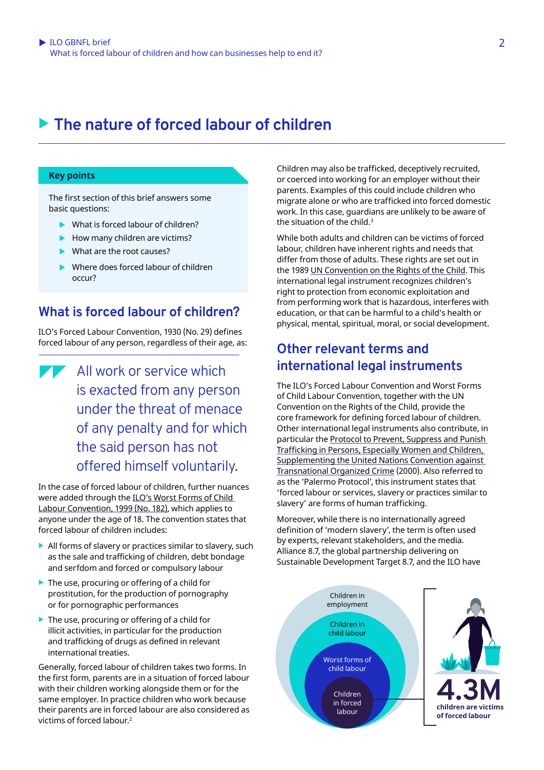# The nature of forced labour of children

**Key points**

The first section of this brief answers some basic questions:

- What is forced labour of children?
- How many children are victims?
- What are the root causes?
- Where does forced labour of children occur?

## What is forced labour of children?

ILO's Forced Labour Convention, 1930 (No. 29) defines forced labour of any person, regardless of their age, as:

> All work or service which is exacted from any person under the threat of menace of any penalty and for which the said person has not offered himself voluntarily.

In the case of forced labour of children, further nuances were added through the ILO's Worst Forms of Child Labour Convention, 1999 (No. 182), which applies to anyone under the age of 18. The convention states that forced labour of children includes:

- All forms of slavery or practices similar to slavery, such as the sale and trafficking of children, debt bondage and serfdom and forced or compulsory labour
- The use, procuring or offering of a child for prostitution, for the production of pornography or for pornographic performances
- The use, procuring or offering of a child for illicit activities, in particular for the production and trafficking of drugs as defined in relevant international treaties.

Generally, forced labour of children takes two forms. In the first form, parents are in a situation of forced labour with their children working alongside them or for the same employer. In practice children who work because their parents are in forced labour are also considered as victims of forced labour.[2]

Children may also be trafficked, deceptively recruited, or coerced into working for an employer without their parents. Examples of this could include children who migrate alone or who are trafficked into forced domestic work. In this case, guardians are unlikely to be aware of the situation of the child.[3]

While both adults and children can be victims of forced labour, children have inherent rights and needs that differ from those of adults. These rights are set out in the 1989 UN Convention on the Rights of the Child. This international legal instrument recognizes children's right to protection from economic exploitation and from performing work that is hazardous, interferes with education, or that can be harmful to a child's health or physical, mental, spiritual, moral, or social development.

## Other relevant terms and international legal instruments

The ILO's Forced Labour Convention and Worst Forms of Child Labour Convention, together with the UN Convention on the Rights of the Child, provide the core framework for defining forced labour of children. Other international legal instruments also contribute, in particular the Protocol to Prevent, Suppress and Punish Trafficking in Persons, Especially Women and Children, Supplementing the United Nations Convention against Transnational Organized Crime (2000). Also referred to as the 'Palermo Protocol', this instrument states that 'forced labour or services, slavery or practices similar to slavery' are forms of human trafficking.

Moreover, while there is no internationally agreed definition of 'modern slavery', the term is often used by experts, relevant stakeholders, and the media. Alliance 8.7, the global partnership delivering on Sustainable Development Target 8.7, and the ILO have

Children in employment

Children in child labour

Worst forms of child labour

Children in forced labour

**4.3M** children are victims of forced labour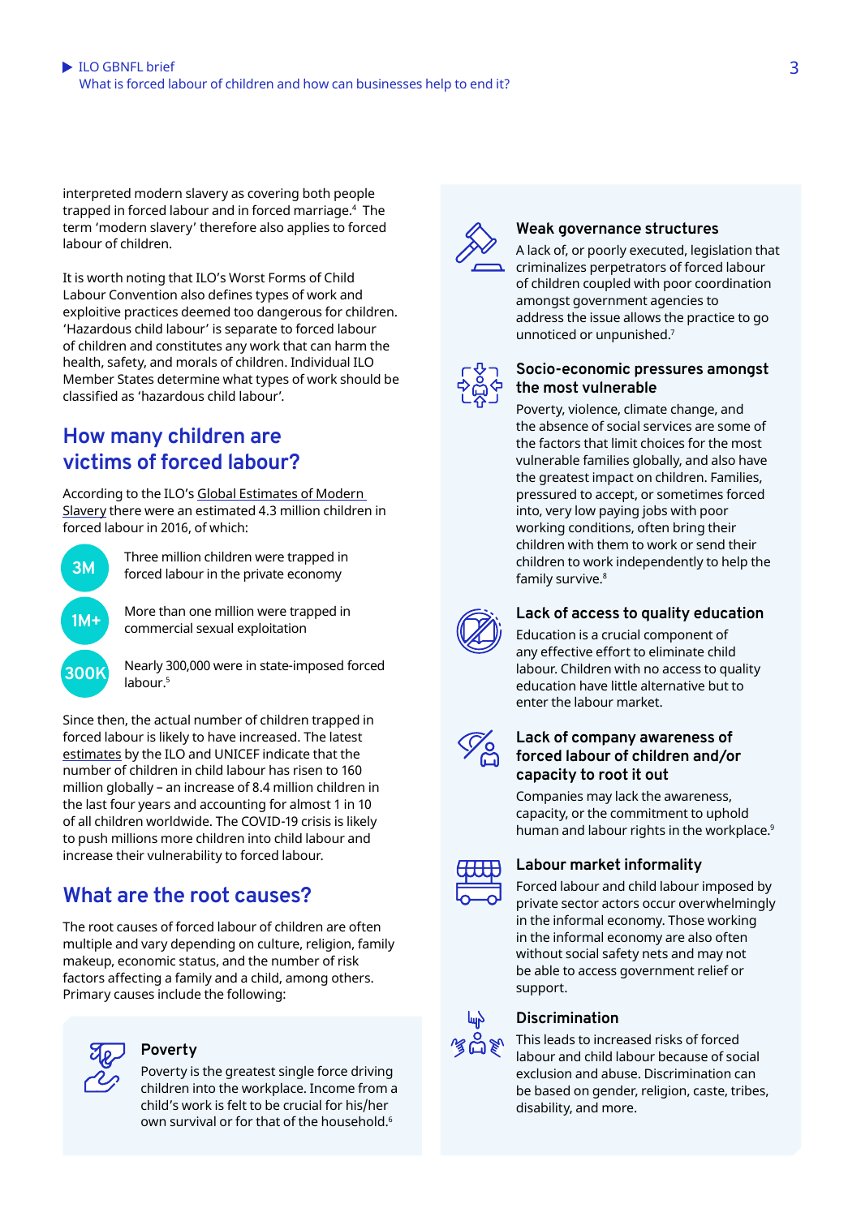interpreted modern slavery as covering both people trapped in forced labour and in forced marriage.[4] The term 'modern slavery' therefore also applies to forced labour of children.

It is worth noting that ILO's Worst Forms of Child Labour Convention also defines types of work and exploitive practices deemed too dangerous for children. 'Hazardous child labour' is separate to forced labour of children and constitutes any work that can harm the health, safety, and morals of children. Individual ILO Member States determine what types of work should be classified as 'hazardous child labour'.

## How many children are victims of forced labour?

According to the ILO's Global Estimates of Modern Slavery there were an estimated 4.3 million children in forced labour in 2016, of which:

- **3M** Three million children were trapped in forced labour in the private economy
- **1M+** More than one million were trapped in commercial sexual exploitation
- **300K** Nearly 300,000 were in state-imposed forced labour.[5]

Since then, the actual number of children trapped in forced labour is likely to have increased. The latest estimates by the ILO and UNICEF indicate that the number of children in child labour has risen to 160 million globally – an increase of 8.4 million children in the last four years and accounting for almost 1 in 10 of all children worldwide. The COVID-19 crisis is likely to push millions more children into child labour and increase their vulnerability to forced labour.

## What are the root causes?

The root causes of forced labour of children are often multiple and vary depending on culture, religion, family makeup, economic status, and the number of risk factors affecting a family and a child, among others. Primary causes include the following:

### Poverty

Poverty is the greatest single force driving children into the workplace. Income from a child's work is felt to be crucial for his/her own survival or for that of the household.[6]

### Weak governance structures

A lack of, or poorly executed, legislation that criminalizes perpetrators of forced labour of children coupled with poor coordination amongst government agencies to address the issue allows the practice to go unnoticed or unpunished.[7]

### Socio-economic pressures amongst the most vulnerable

Poverty, violence, climate change, and the absence of social services are some of the factors that limit choices for the most vulnerable families globally, and also have the greatest impact on children. Families, pressured to accept, or sometimes forced into, very low paying jobs with poor working conditions, often bring their children with them to work or send their children to work independently to help the family survive.[8]

### Lack of access to quality education

Education is a crucial component of any effective effort to eliminate child labour. Children with no access to quality education have little alternative but to enter the labour market.

### Lack of company awareness of forced labour of children and/or capacity to root it out

Companies may lack the awareness, capacity, or the commitment to uphold human and labour rights in the workplace.[9]

### Labour market informality

Forced labour and child labour imposed by private sector actors occur overwhelmingly in the informal economy. Those working in the informal economy are also often without social safety nets and may not be able to access government relief or support.

### Discrimination

This leads to increased risks of forced labour and child labour because of social exclusion and abuse. Discrimination can be based on gender, religion, caste, tribes, disability, and more.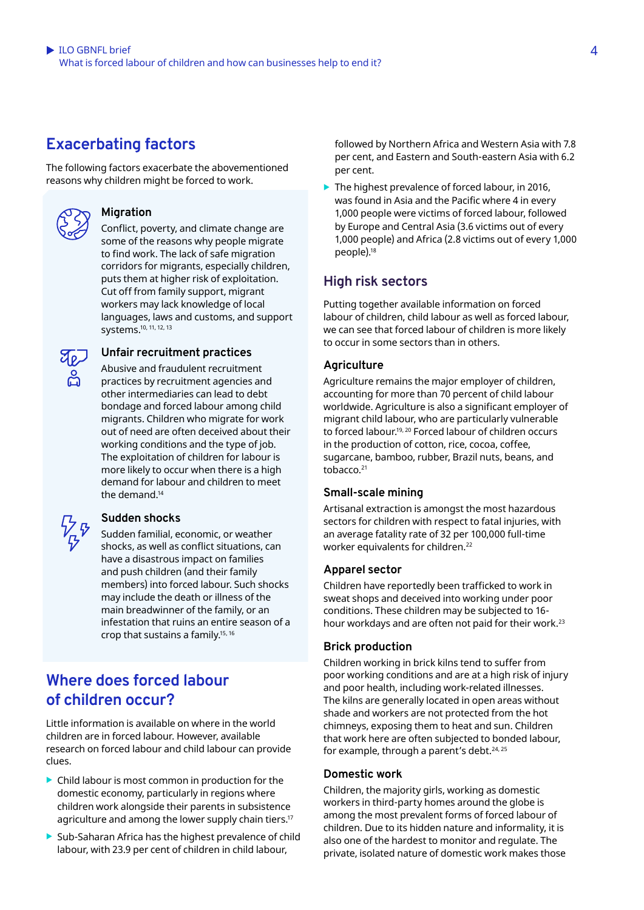## Exacerbating factors

The following factors exacerbate the abovementioned reasons why children might be forced to work.

### Migration

Conflict, poverty, and climate change are some of the reasons why people migrate to find work. The lack of safe migration corridors for migrants, especially children, puts them at higher risk of exploitation. Cut off from family support, migrant workers may lack knowledge of local languages, laws and customs, and support systems.[10, 11, 12, 13]

### Unfair recruitment practices

Abusive and fraudulent recruitment practices by recruitment agencies and other intermediaries can lead to debt bondage and forced labour among child migrants. Children who migrate for work out of need are often deceived about their working conditions and the type of job. The exploitation of children for labour is more likely to occur when there is a high demand for labour and children to meet the demand.[14]

### Sudden shocks

Sudden familial, economic, or weather shocks, as well as conflict situations, can have a disastrous impact on families and push children (and their family members) into forced labour. Such shocks may include the death or illness of the main breadwinner of the family, or an infestation that ruins an entire season of a crop that sustains a family.[15, 16]

## Where does forced labour of children occur?

Little information is available on where in the world children are in forced labour. However, available research on forced labour and child labour can provide clues.

- Child labour is most common in production for the domestic economy, particularly in regions where children work alongside their parents in subsistence agriculture and among the lower supply chain tiers.[17]
- Sub-Saharan Africa has the highest prevalence of child labour, with 23.9 per cent of children in child labour, followed by Northern Africa and Western Asia with 7.8 per cent, and Eastern and South-eastern Asia with 6.2 per cent.
- The highest prevalence of forced labour, in 2016, was found in Asia and the Pacific where 4 in every 1,000 people were victims of forced labour, followed by Europe and Central Asia (3.6 victims out of every 1,000 people) and Africa (2.8 victims out of every 1,000 people).[18]

## High risk sectors

Putting together available information on forced labour of children, child labour as well as forced labour, we can see that forced labour of children is more likely to occur in some sectors than in others.

### Agriculture

Agriculture remains the major employer of children, accounting for more than 70 percent of child labour worldwide. Agriculture is also a significant employer of migrant child labour, who are particularly vulnerable to forced labour.[19, 20] Forced labour of children occurs in the production of cotton, rice, cocoa, coffee, sugarcane, bamboo, rubber, Brazil nuts, beans, and tobacco.[21]

### Small-scale mining

Artisanal extraction is amongst the most hazardous sectors for children with respect to fatal injuries, with an average fatality rate of 32 per 100,000 full-time worker equivalents for children.[22]

### Apparel sector

Children have reportedly been trafficked to work in sweat shops and deceived into working under poor conditions. These children may be subjected to 16-hour workdays and are often not paid for their work.[23]

### Brick production

Children working in brick kilns tend to suffer from poor working conditions and are at a high risk of injury and poor health, including work-related illnesses. The kilns are generally located in open areas without shade and workers are not protected from the hot chimneys, exposing them to heat and sun. Children that work here are often subjected to bonded labour, for example, through a parent's debt.[24, 25]

### Domestic work

Children, the majority girls, working as domestic workers in third-party homes around the globe is among the most prevalent forms of forced labour of children. Due to its hidden nature and informality, it is also one of the hardest to monitor and regulate. The private, isolated nature of domestic work makes those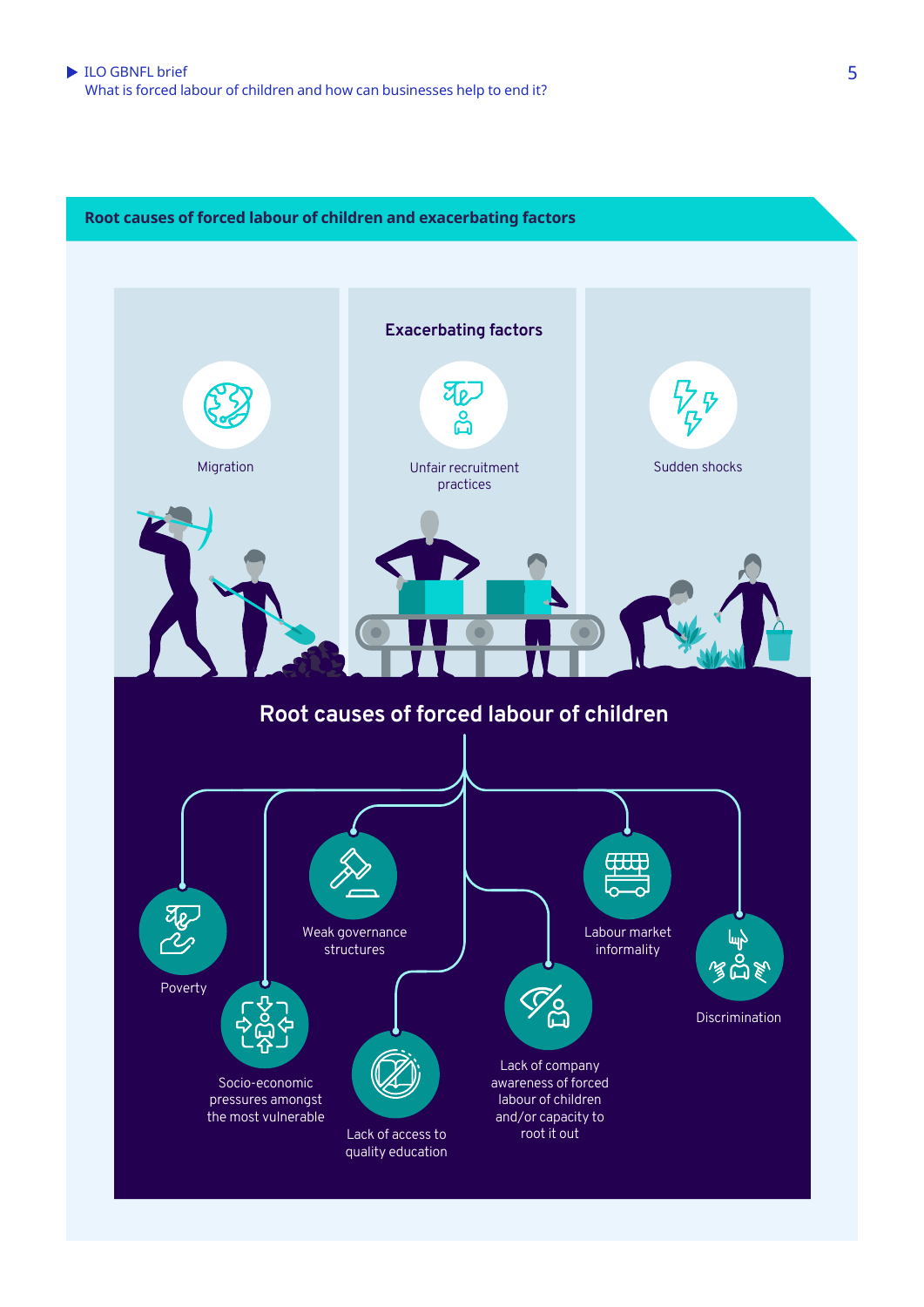## Root causes of forced labour of children and exacerbating factors

### Exacerbating factors

- Migration
- Unfair recruitment practices
- Sudden shocks

### Root causes of forced labour of children

- Poverty
- Socio-economic pressures amongst the most vulnerable
- Weak governance structures
- Lack of access to quality education
- Lack of company awareness of forced labour of children and/or capacity to root it out
- Labour market informality
- Discrimination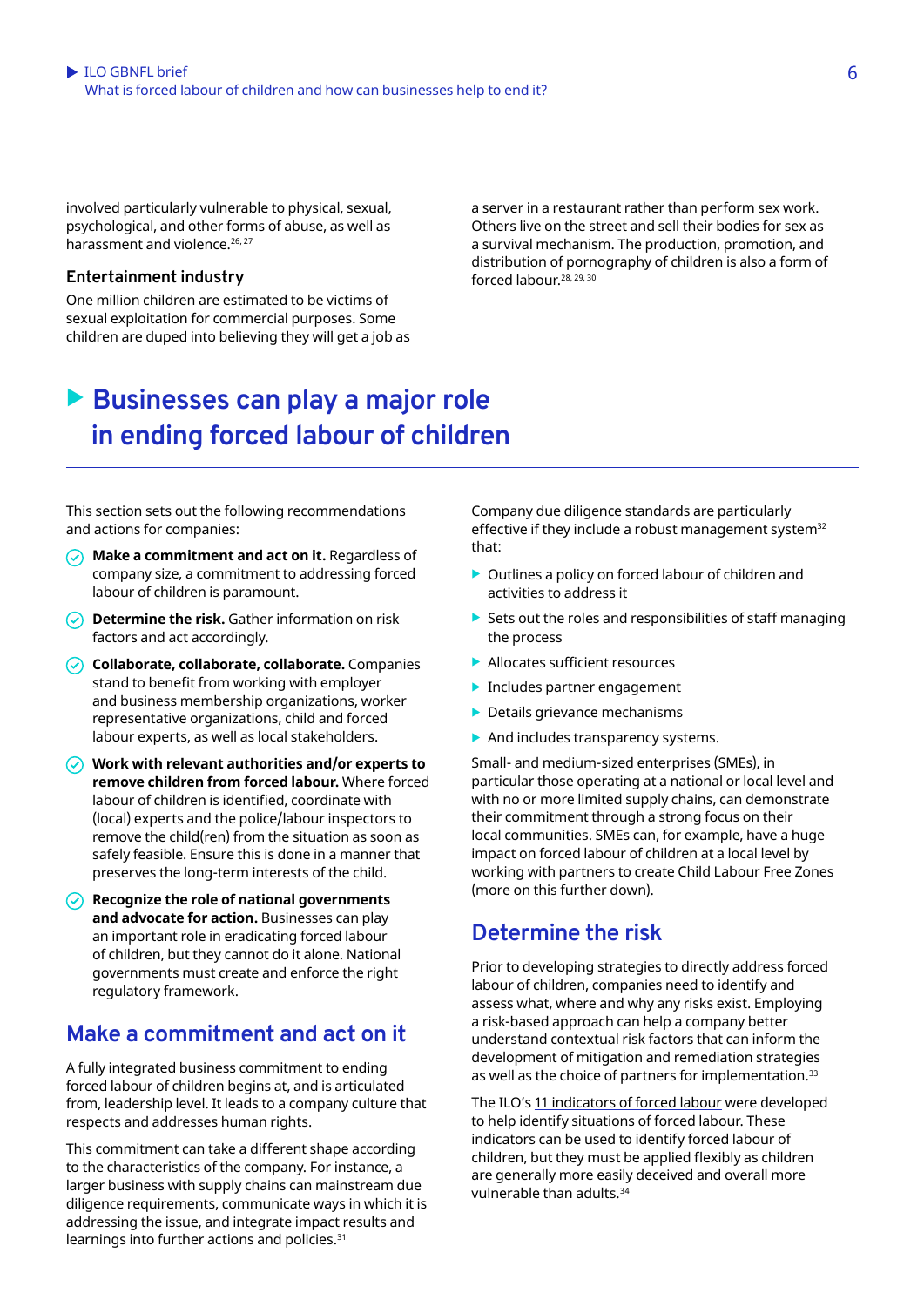involved particularly vulnerable to physical, sexual, psychological, and other forms of abuse, as well as harassment and violence.[26, 27]

### Entertainment industry

One million children are estimated to be victims of sexual exploitation for commercial purposes. Some children are duped into believing they will get a job as a server in a restaurant rather than perform sex work. Others live on the street and sell their bodies for sex as a survival mechanism. The production, promotion, and distribution of pornography of children is also a form of forced labour.[28, 29, 30]

# Businesses can play a major role in ending forced labour of children

This section sets out the following recommendations and actions for companies:

- **Make a commitment and act on it.** Regardless of company size, a commitment to addressing forced labour of children is paramount.
- **Determine the risk.** Gather information on risk factors and act accordingly.
- **Collaborate, collaborate, collaborate.** Companies stand to benefit from working with employer and business membership organizations, worker representative organizations, child and forced labour experts, as well as local stakeholders.
- **Work with relevant authorities and/or experts to remove children from forced labour.** Where forced labour of children is identified, coordinate with (local) experts and the police/labour inspectors to remove the child(ren) from the situation as soon as safely feasible. Ensure this is done in a manner that preserves the long-term interests of the child.
- **Recognize the role of national governments and advocate for action.** Businesses can play an important role in eradicating forced labour of children, but they cannot do it alone. National governments must create and enforce the right regulatory framework.

## Make a commitment and act on it

A fully integrated business commitment to ending forced labour of children begins at, and is articulated from, leadership level. It leads to a company culture that respects and addresses human rights.

This commitment can take a different shape according to the characteristics of the company. For instance, a larger business with supply chains can mainstream due diligence requirements, communicate ways in which it is addressing the issue, and integrate impact results and learnings into further actions and policies.[31]

Company due diligence standards are particularly effective if they include a robust management system[32] that:

- Outlines a policy on forced labour of children and activities to address it
- Sets out the roles and responsibilities of staff managing the process
- Allocates sufficient resources
- Includes partner engagement
- Details grievance mechanisms
- And includes transparency systems.

Small- and medium-sized enterprises (SMEs), in particular those operating at a national or local level and with no or more limited supply chains, can demonstrate their commitment through a strong focus on their local communities. SMEs can, for example, have a huge impact on forced labour of children at a local level by working with partners to create Child Labour Free Zones (more on this further down).

## Determine the risk

Prior to developing strategies to directly address forced labour of children, companies need to identify and assess what, where and why any risks exist. Employing a risk-based approach can help a company better understand contextual risk factors that can inform the development of mitigation and remediation strategies as well as the choice of partners for implementation.[33]

The ILO's 11 indicators of forced labour were developed to help identify situations of forced labour. These indicators can be used to identify forced labour of children, but they must be applied flexibly as children are generally more easily deceived and overall more vulnerable than adults.[34]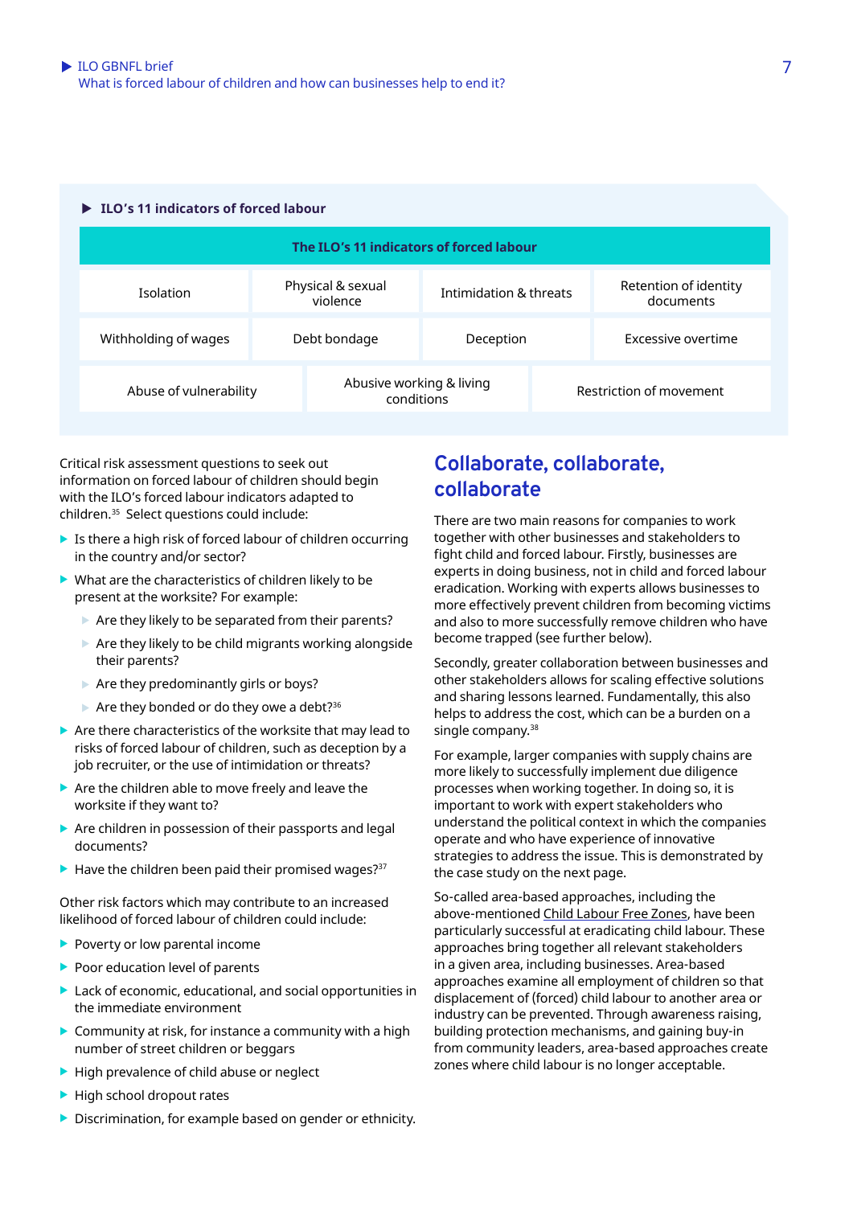### ILO's 11 indicators of forced labour

| The ILO's 11 indicators of forced labour | | | |
|---|---|---|---|
| Isolation | Physical & sexual violence | Intimidation & threats | Retention of identity documents |
| Withholding of wages | Debt bondage | Deception | Excessive overtime |
| Abuse of vulnerability | Abusive working & living conditions | Restriction of movement | |

Critical risk assessment questions to seek out information on forced labour of children should begin with the ILO's forced labour indicators adapted to children.[35] Select questions could include:

- Is there a high risk of forced labour of children occurring in the country and/or sector?
- What are the characteristics of children likely to be present at the worksite? For example:
  - Are they likely to be separated from their parents?
  - Are they likely to be child migrants working alongside their parents?
  - Are they predominantly girls or boys?
  - Are they bonded or do they owe a debt?[36]
- Are there characteristics of the worksite that may lead to risks of forced labour of children, such as deception by a job recruiter, or the use of intimidation or threats?
- Are the children able to move freely and leave the worksite if they want to?
- Are children in possession of their passports and legal documents?
- Have the children been paid their promised wages?[37]

Other risk factors which may contribute to an increased likelihood of forced labour of children could include:

- Poverty or low parental income
- Poor education level of parents
- Lack of economic, educational, and social opportunities in the immediate environment
- Community at risk, for instance a community with a high number of street children or beggars
- High prevalence of child abuse or neglect
- High school dropout rates
- Discrimination, for example based on gender or ethnicity.

## Collaborate, collaborate, collaborate

There are two main reasons for companies to work together with other businesses and stakeholders to fight child and forced labour. Firstly, businesses are experts in doing business, not in child and forced labour eradication. Working with experts allows businesses to more effectively prevent children from becoming victims and also to more successfully remove children who have become trapped (see further below).

Secondly, greater collaboration between businesses and other stakeholders allows for scaling effective solutions and sharing lessons learned. Fundamentally, this also helps to address the cost, which can be a burden on a single company.[38]

For example, larger companies with supply chains are more likely to successfully implement due diligence processes when working together. In doing so, it is important to work with expert stakeholders who understand the political context in which the companies operate and who have experience of innovative strategies to address the issue. This is demonstrated by the case study on the next page.

So-called area-based approaches, including the above-mentioned Child Labour Free Zones, have been particularly successful at eradicating child labour. These approaches bring together all relevant stakeholders in a given area, including businesses. Area-based approaches examine all employment of children so that displacement of (forced) child labour to another area or industry can be prevented. Through awareness raising, building protection mechanisms, and gaining buy-in from community leaders, area-based approaches create zones where child labour is no longer acceptable.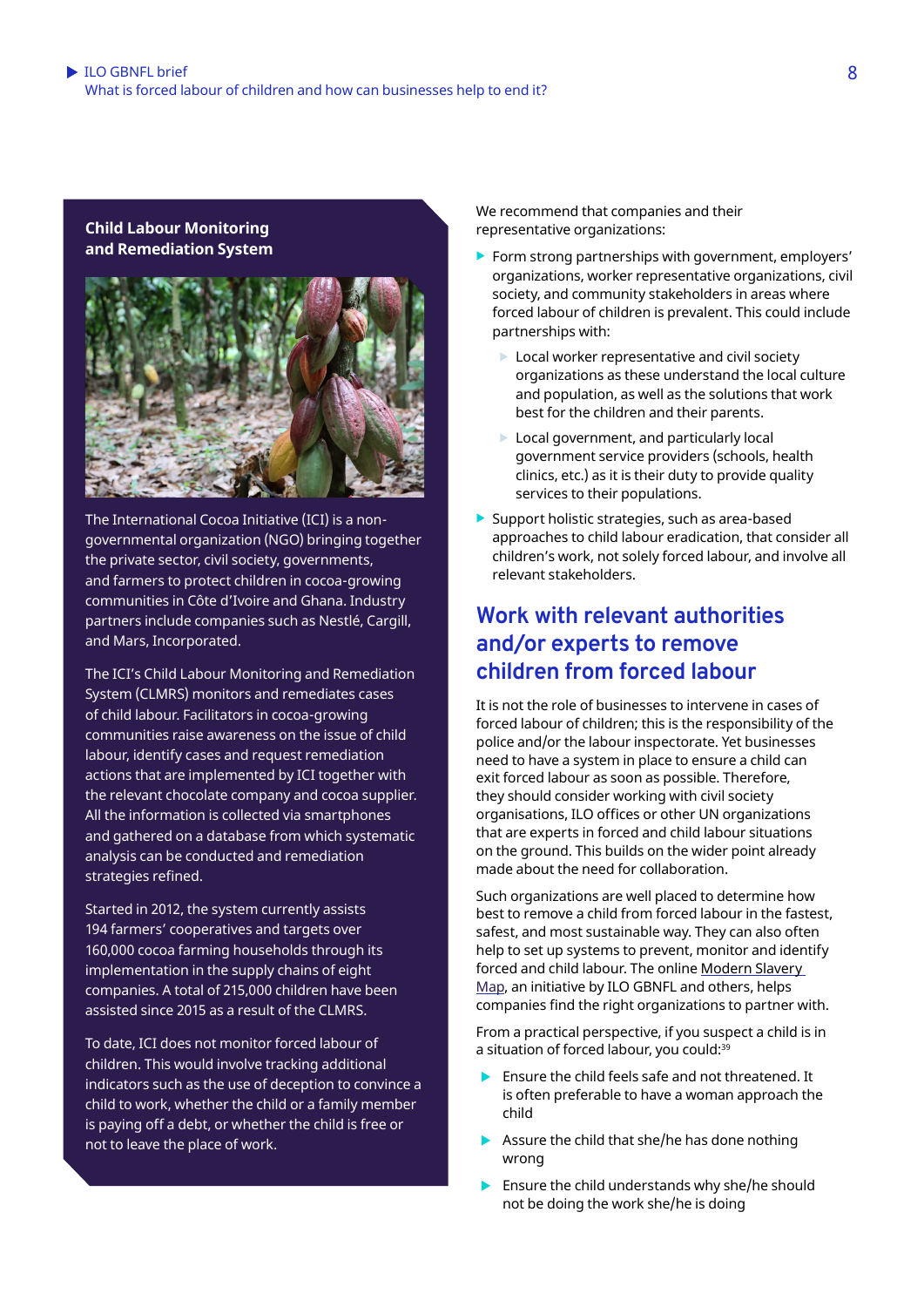### Child Labour Monitoring and Remediation System

The International Cocoa Initiative (ICI) is a non-governmental organization (NGO) bringing together the private sector, civil society, governments, and farmers to protect children in cocoa-growing communities in Côte d'Ivoire and Ghana. Industry partners include companies such as Nestlé, Cargill, and Mars, Incorporated.

The ICI's Child Labour Monitoring and Remediation System (CLMRS) monitors and remediates cases of child labour. Facilitators in cocoa-growing communities raise awareness on the issue of child labour, identify cases and request remediation actions that are implemented by ICI together with the relevant chocolate company and cocoa supplier. All the information is collected via smartphones and gathered on a database from which systematic analysis can be conducted and remediation strategies refined.

Started in 2012, the system currently assists 194 farmers' cooperatives and targets over 160,000 cocoa farming households through its implementation in the supply chains of eight companies. A total of 215,000 children have been assisted since 2015 as a result of the CLMRS.

To date, ICI does not monitor forced labour of children. This would involve tracking additional indicators such as the use of deception to convince a child to work, whether the child or a family member is paying off a debt, or whether the child is free or not to leave the place of work.

We recommend that companies and their representative organizations:

- Form strong partnerships with government, employers' organizations, worker representative organizations, civil society, and community stakeholders in areas where forced labour of children is prevalent. This could include partnerships with:
  - Local worker representative and civil society organizations as these understand the local culture and population, as well as the solutions that work best for the children and their parents.
  - Local government, and particularly local government service providers (schools, health clinics, etc.) as it is their duty to provide quality services to their populations.
- Support holistic strategies, such as area-based approaches to child labour eradication, that consider all children's work, not solely forced labour, and involve all relevant stakeholders.

## Work with relevant authorities and/or experts to remove children from forced labour

It is not the role of businesses to intervene in cases of forced labour of children; this is the responsibility of the police and/or the labour inspectorate. Yet businesses need to have a system in place to ensure a child can exit forced labour as soon as possible. Therefore, they should consider working with civil society organisations, ILO offices or other UN organizations that are experts in forced and child labour situations on the ground. This builds on the wider point already made about the need for collaboration.

Such organizations are well placed to determine how best to remove a child from forced labour in the fastest, safest, and most sustainable way. They can also often help to set up systems to prevent, monitor and identify forced and child labour. The online Modern Slavery Map, an initiative by ILO GBNFL and others, helps companies find the right organizations to partner with.

From a practical perspective, if you suspect a child is in a situation of forced labour, you could:[39]

- Ensure the child feels safe and not threatened. It is often preferable to have a woman approach the child
- Assure the child that she/he has done nothing wrong
- Ensure the child understands why she/he should not be doing the work she/he is doing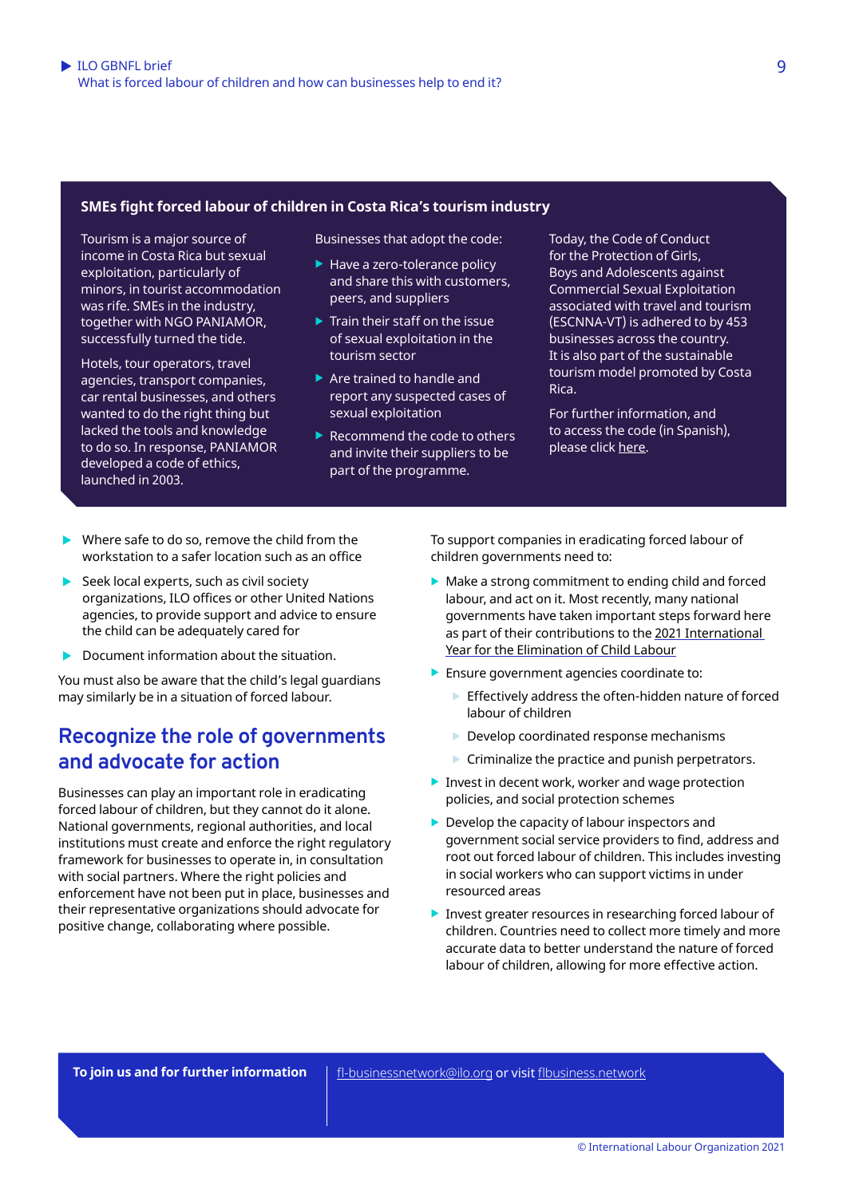### SMEs fight forced labour of children in Costa Rica's tourism industry

Tourism is a major source of income in Costa Rica but sexual exploitation, particularly of minors, in tourist accommodation was rife. SMEs in the industry, together with NGO PANIAMOR, successfully turned the tide.

Hotels, tour operators, travel agencies, transport companies, car rental businesses, and others wanted to do the right thing but lacked the tools and knowledge to do so. In response, PANIAMOR developed a code of ethics, launched in 2003.

Businesses that adopt the code:

- Have a zero-tolerance policy and share this with customers, peers, and suppliers
- Train their staff on the issue of sexual exploitation in the tourism sector
- Are trained to handle and report any suspected cases of sexual exploitation
- Recommend the code to others and invite their suppliers to be part of the programme.

Today, the Code of Conduct for the Protection of Girls, Boys and Adolescents against Commercial Sexual Exploitation associated with travel and tourism (ESCNNA-VT) is adhered to by 453 businesses across the country. It is also part of the sustainable tourism model promoted by Costa Rica.

For further information, and to access the code (in Spanish), please click here.

- Where safe to do so, remove the child from the workstation to a safer location such as an office
- Seek local experts, such as civil society organizations, ILO offices or other United Nations agencies, to provide support and advice to ensure the child can be adequately cared for
- Document information about the situation.

You must also be aware that the child's legal guardians may similarly be in a situation of forced labour.

## Recognize the role of governments and advocate for action

Businesses can play an important role in eradicating forced labour of children, but they cannot do it alone. National governments, regional authorities, and local institutions must create and enforce the right regulatory framework for businesses to operate in, in consultation with social partners. Where the right policies and enforcement have not been put in place, businesses and their representative organizations should advocate for positive change, collaborating where possible.

To support companies in eradicating forced labour of children governments need to:

- Make a strong commitment to ending child and forced labour, and act on it. Most recently, many national governments have taken important steps forward here as part of their contributions to the 2021 International Year for the Elimination of Child Labour
- Ensure government agencies coordinate to:
  - Effectively address the often-hidden nature of forced labour of children
  - Develop coordinated response mechanisms
  - Criminalize the practice and punish perpetrators.
- Invest in decent work, worker and wage protection policies, and social protection schemes
- Develop the capacity of labour inspectors and government social service providers to find, address and root out forced labour of children. This includes investing in social workers who can support victims in under resourced areas
- Invest greater resources in researching forced labour of children. Countries need to collect more timely and more accurate data to better understand the nature of forced labour of children, allowing for more effective action.

**To join us and for further information** | fl-businessnetwork@ilo.org or visit flbusiness.network

© International Labour Organization 2021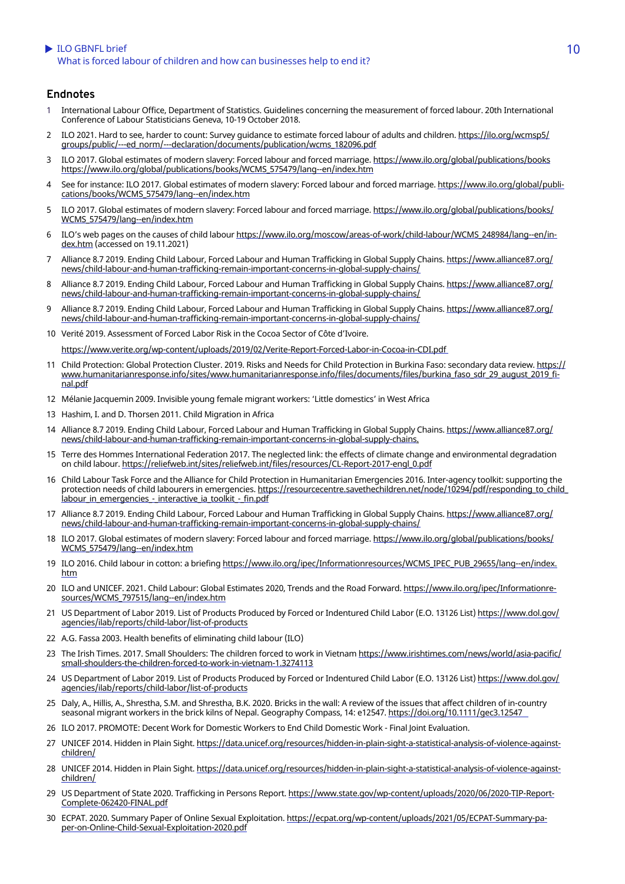## Endnotes

1. International Labour Office, Department of Statistics. Guidelines concerning the measurement of forced labour. 20th International Conference of Labour Statisticians Geneva, 10-19 October 2018.
2. ILO 2021. Hard to see, harder to count: Survey guidance to estimate forced labour of adults and children. https://ilo.org/wcmsp5/groups/public/---ed_norm/---declaration/documents/publication/wcms_182096.pdf
3. ILO 2017. Global estimates of modern slavery: Forced labour and forced marriage. https://www.ilo.org/global/publications/books https://www.ilo.org/global/publications/books/WCMS_575479/lang--en/index.htm
4. See for instance: ILO 2017. Global estimates of modern slavery: Forced labour and forced marriage. https://www.ilo.org/global/publications/books/WCMS_575479/lang--en/index.htm
5. ILO 2017. Global estimates of modern slavery: Forced labour and forced marriage. https://www.ilo.org/global/publications/books/WCMS_575479/lang--en/index.htm
6. ILO's web pages on the causes of child labour https://www.ilo.org/moscow/areas-of-work/child-labour/WCMS_248984/lang--en/index.htm (accessed on 19.11.2021)
7. Alliance 8.7 2019. Ending Child Labour, Forced Labour and Human Trafficking in Global Supply Chains. https://www.alliance87.org/news/child-labour-and-human-trafficking-remain-important-concerns-in-global-supply-chains/
8. Alliance 8.7 2019. Ending Child Labour, Forced Labour and Human Trafficking in Global Supply Chains. https://www.alliance87.org/news/child-labour-and-human-trafficking-remain-important-concerns-in-global-supply-chains/
9. Alliance 8.7 2019. Ending Child Labour, Forced Labour and Human Trafficking in Global Supply Chains. https://www.alliance87.org/news/child-labour-and-human-trafficking-remain-important-concerns-in-global-supply-chains/
10. Verité 2019. Assessment of Forced Labor Risk in the Cocoa Sector of Côte d'Ivoire.

    https://www.verite.org/wp-content/uploads/2019/02/Verite-Report-Forced-Labor-in-Cocoa-in-CDI.pdf
11. Child Protection: Global Protection Cluster. 2019. Risks and Needs for Child Protection in Burkina Faso: secondary data review. https://www.humanitarianresponse.info/sites/www.humanitarianresponse.info/files/documents/files/burkina_faso_sdr_29_august_2019_final.pdf
12. Mélanie Jacquemin 2009. Invisible young female migrant workers: 'Little domestics' in West Africa
13. Hashim, I. and D. Thorsen 2011. Child Migration in Africa
14. Alliance 8.7 2019. Ending Child Labour, Forced Labour and Human Trafficking in Global Supply Chains. https://www.alliance87.org/news/child-labour-and-human-trafficking-remain-important-concerns-in-global-supply-chains.
15. Terre des Hommes International Federation 2017. The neglected link: the effects of climate change and environmental degradation on child labour. https://reliefweb.int/sites/reliefweb.int/files/resources/CL-Report-2017-engl_0.pdf
16. Child Labour Task Force and the Alliance for Child Protection in Humanitarian Emergencies 2016. Inter-agency toolkit: supporting the protection needs of child labourers in emergencies. https://resourcecentre.savethechildren.net/node/10294/pdf/responding_to_child_labour_in_emergencies_-_interactive_ia_toolkit_-_fin.pdf
17. Alliance 8.7 2019. Ending Child Labour, Forced Labour and Human Trafficking in Global Supply Chains. https://www.alliance87.org/news/child-labour-and-human-trafficking-remain-important-concerns-in-global-supply-chains/
18. ILO 2017. Global estimates of modern slavery: Forced labour and forced marriage. https://www.ilo.org/global/publications/books/WCMS_575479/lang--en/index.htm
19. ILO 2016. Child labour in cotton: a briefing https://www.ilo.org/ipec/Informationresources/WCMS_IPEC_PUB_29655/lang--en/index.htm
20. ILO and UNICEF. 2021. Child Labour: Global Estimates 2020, Trends and the Road Forward. https://www.ilo.org/ipec/Informationresources/WCMS_797515/lang--en/index.htm
21. US Department of Labor 2019. List of Products Produced by Forced or Indentured Child Labor (E.O. 13126 List) https://www.dol.gov/agencies/ilab/reports/child-labor/list-of-products
22. A.G. Fassa 2003. Health benefits of eliminating child labour (ILO)
23. The Irish Times. 2017. Small Shoulders: The children forced to work in Vietnam https://www.irishtimes.com/news/world/asia-pacific/small-shoulders-the-children-forced-to-work-in-vietnam-1.3274113
24. US Department of Labor 2019. List of Products Produced by Forced or Indentured Child Labor (E.O. 13126 List) https://www.dol.gov/agencies/ilab/reports/child-labor/list-of-products
25. Daly, A., Hillis, A., Shrestha, S.M. and Shrestha, B.K. 2020. Bricks in the wall: A review of the issues that affect children of in-country seasonal migrant workers in the brick kilns of Nepal. Geography Compass, 14: e12547. https://doi.org/10.1111/gec3.12547
26. ILO 2017. PROMOTE: Decent Work for Domestic Workers to End Child Domestic Work - Final Joint Evaluation.
27. UNICEF 2014. Hidden in Plain Sight. https://data.unicef.org/resources/hidden-in-plain-sight-a-statistical-analysis-of-violence-against-children/
28. UNICEF 2014. Hidden in Plain Sight. https://data.unicef.org/resources/hidden-in-plain-sight-a-statistical-analysis-of-violence-against-children/
29. US Department of State 2020. Trafficking in Persons Report. https://www.state.gov/wp-content/uploads/2020/06/2020-TIP-Report-Complete-062420-FINAL.pdf
30. ECPAT. 2020. Summary Paper of Online Sexual Exploitation. https://ecpat.org/wp-content/uploads/2021/05/ECPAT-Summary-paper-on-Online-Child-Sexual-Exploitation-2020.pdf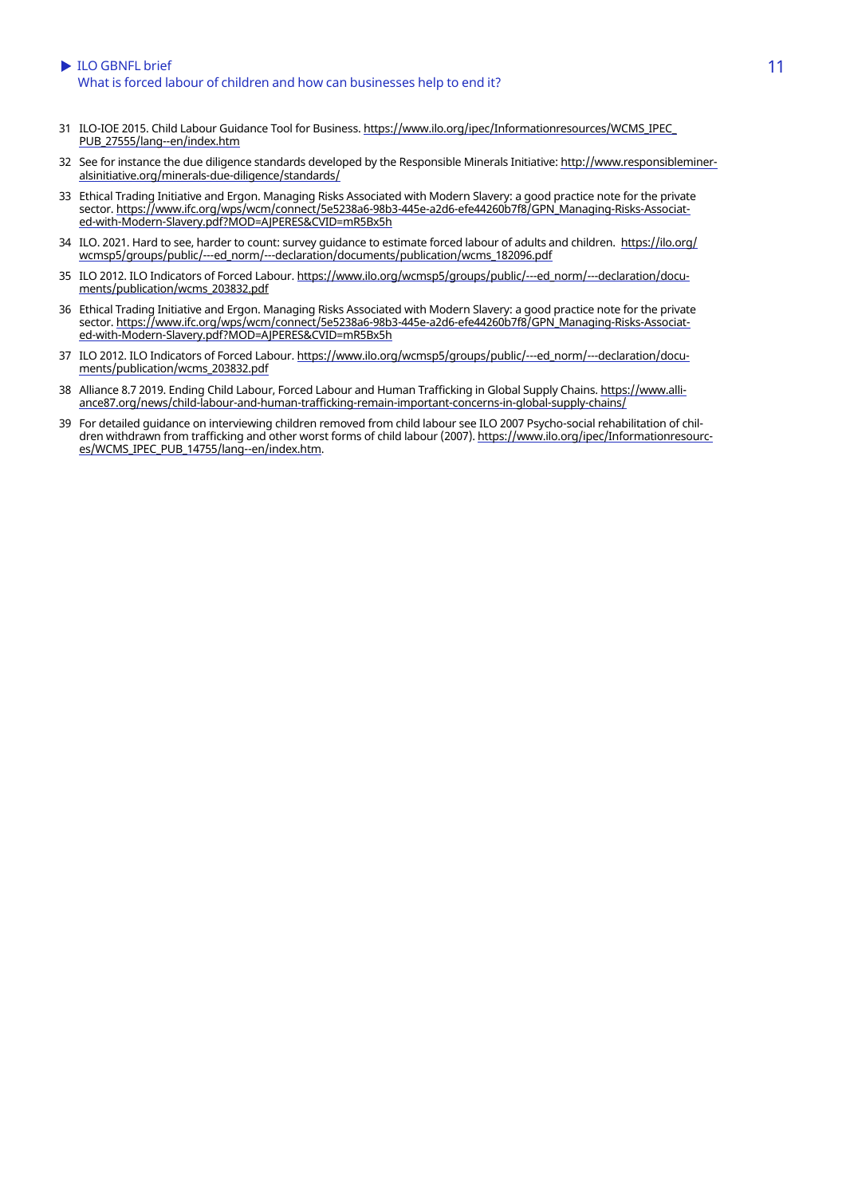31 ILO-IOE 2015. Child Labour Guidance Tool for Business. https://www.ilo.org/ipec/Informationresources/WCMS_IPEC_PUB_27555/lang--en/index.htm

32 See for instance the due diligence standards developed by the Responsible Minerals Initiative: http://www.responsiblemineralsinitiative.org/minerals-due-diligence/standards/

33 Ethical Trading Initiative and Ergon. Managing Risks Associated with Modern Slavery: a good practice note for the private sector. https://www.ifc.org/wps/wcm/connect/5e5238a6-98b3-445e-a2d6-efe44260b7f8/GPN_Managing-Risks-Associated-with-Modern-Slavery.pdf?MOD=AJPERES&CVID=mR5Bx5h

34 ILO. 2021. Hard to see, harder to count: survey guidance to estimate forced labour of adults and children. https://ilo.org/wcmsp5/groups/public/---ed_norm/---declaration/documents/publication/wcms_182096.pdf

35 ILO 2012. ILO Indicators of Forced Labour. https://www.ilo.org/wcmsp5/groups/public/---ed_norm/---declaration/documents/publication/wcms_203832.pdf

36 Ethical Trading Initiative and Ergon. Managing Risks Associated with Modern Slavery: a good practice note for the private sector. https://www.ifc.org/wps/wcm/connect/5e5238a6-98b3-445e-a2d6-efe44260b7f8/GPN_Managing-Risks-Associated-with-Modern-Slavery.pdf?MOD=AJPERES&CVID=mR5Bx5h

37 ILO 2012. ILO Indicators of Forced Labour. https://www.ilo.org/wcmsp5/groups/public/---ed_norm/---declaration/documents/publication/wcms_203832.pdf

38 Alliance 8.7 2019. Ending Child Labour, Forced Labour and Human Trafficking in Global Supply Chains. https://www.alliance87.org/news/child-labour-and-human-trafficking-remain-important-concerns-in-global-supply-chains/

39 For detailed guidance on interviewing children removed from child labour see ILO 2007 Psycho-social rehabilitation of children withdrawn from trafficking and other worst forms of child labour (2007). https://www.ilo.org/ipec/Informationresources/WCMS_IPEC_PUB_14755/lang--en/index.htm.